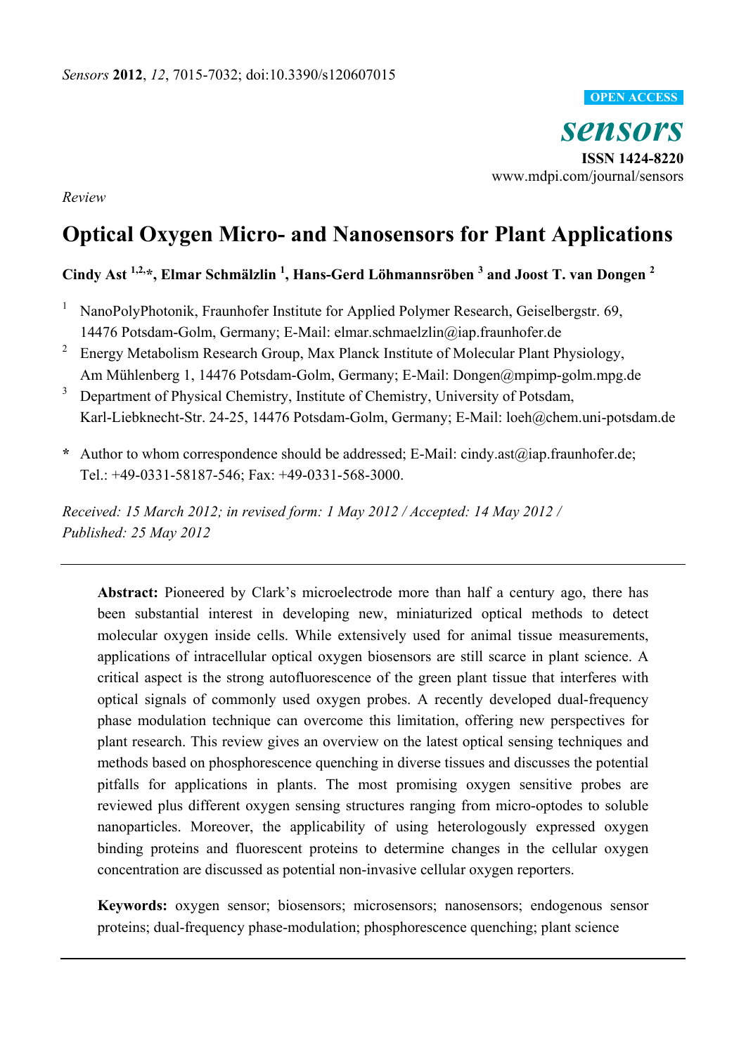*Review*

# Optical Oxygen Micro- and Nanosensors for Plant Applications

**Cindy Ast [1,2,*], Elmar Schmälzlin [1], Hans-Gerd Löhmannsröben [3] and Joost T. van Dongen [2]**

[1] NanoPolyPhotonik, Fraunhofer Institute for Applied Polymer Research, Geiselbergstr. 69, 14476 Potsdam-Golm, Germany; E-Mail: elmar.schmaelzlin@iap.fraunhofer.de

[2] Energy Metabolism Research Group, Max Planck Institute of Molecular Plant Physiology, Am Mühlenberg 1, 14476 Potsdam-Golm, Germany; E-Mail: Dongen@mpimp-golm.mpg.de

[3] Department of Physical Chemistry, Institute of Chemistry, University of Potsdam, Karl-Liebknecht-Str. 24-25, 14476 Potsdam-Golm, Germany; E-Mail: loeh@chem.uni-potsdam.de

**\*** Author to whom correspondence should be addressed; E-Mail: cindy.ast@iap.fraunhofer.de; Tel.: +49-0331-58187-546; Fax: +49-0331-568-3000.

*Received: 15 March 2012; in revised form: 1 May 2012 / Accepted: 14 May 2012 / Published: 25 May 2012*

---

**Abstract:** Pioneered by Clark's microelectrode more than half a century ago, there has been substantial interest in developing new, miniaturized optical methods to detect molecular oxygen inside cells. While extensively used for animal tissue measurements, applications of intracellular optical oxygen biosensors are still scarce in plant science. A critical aspect is the strong autofluorescence of the green plant tissue that interferes with optical signals of commonly used oxygen probes. A recently developed dual-frequency phase modulation technique can overcome this limitation, offering new perspectives for plant research. This review gives an overview on the latest optical sensing techniques and methods based on phosphorescence quenching in diverse tissues and discusses the potential pitfalls for applications in plants. The most promising oxygen sensitive probes are reviewed plus different oxygen sensing structures ranging from micro-optodes to soluble nanoparticles. Moreover, the applicability of using heterologously expressed oxygen binding proteins and fluorescent proteins to determine changes in the cellular oxygen concentration are discussed as potential non-invasive cellular oxygen reporters.

**Keywords:** oxygen sensor; biosensors; microsensors; nanosensors; endogenous sensor proteins; dual-frequency phase-modulation; phosphorescence quenching; plant science

---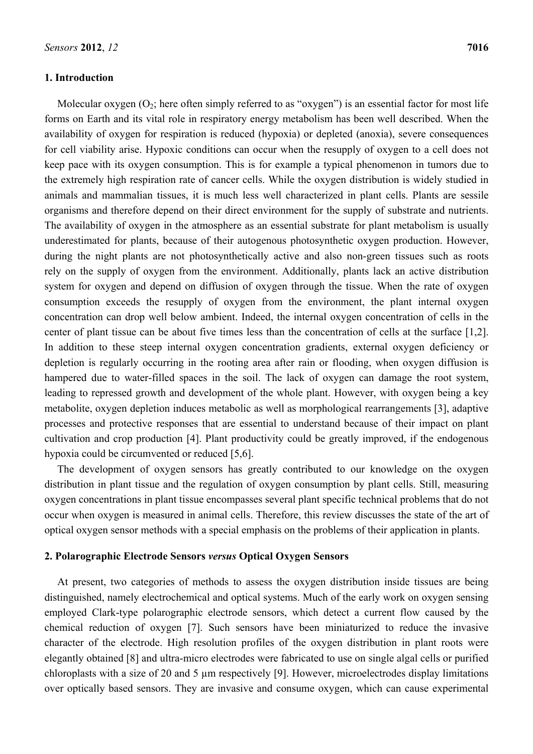## 1. Introduction

Molecular oxygen ($O_2$; here often simply referred to as "oxygen") is an essential factor for most life forms on Earth and its vital role in respiratory energy metabolism has been well described. When the availability of oxygen for respiration is reduced (hypoxia) or depleted (anoxia), severe consequences for cell viability arise. Hypoxic conditions can occur when the resupply of oxygen to a cell does not keep pace with its oxygen consumption. This is for example a typical phenomenon in tumors due to the extremely high respiration rate of cancer cells. While the oxygen distribution is widely studied in animals and mammalian tissues, it is much less well characterized in plant cells. Plants are sessile organisms and therefore depend on their direct environment for the supply of substrate and nutrients. The availability of oxygen in the atmosphere as an essential substrate for plant metabolism is usually underestimated for plants, because of their autogenous photosynthetic oxygen production. However, during the night plants are not photosynthetically active and also non-green tissues such as roots rely on the supply of oxygen from the environment. Additionally, plants lack an active distribution system for oxygen and depend on diffusion of oxygen through the tissue. When the rate of oxygen consumption exceeds the resupply of oxygen from the environment, the plant internal oxygen concentration can drop well below ambient. Indeed, the internal oxygen concentration of cells in the center of plant tissue can be about five times less than the concentration of cells at the surface [1,2]. In addition to these steep internal oxygen concentration gradients, external oxygen deficiency or depletion is regularly occurring in the rooting area after rain or flooding, when oxygen diffusion is hampered due to water-filled spaces in the soil. The lack of oxygen can damage the root system, leading to repressed growth and development of the whole plant. However, with oxygen being a key metabolite, oxygen depletion induces metabolic as well as morphological rearrangements [3], adaptive processes and protective responses that are essential to understand because of their impact on plant cultivation and crop production [4]. Plant productivity could be greatly improved, if the endogenous hypoxia could be circumvented or reduced [5,6].

The development of oxygen sensors has greatly contributed to our knowledge on the oxygen distribution in plant tissue and the regulation of oxygen consumption by plant cells. Still, measuring oxygen concentrations in plant tissue encompasses several plant specific technical problems that do not occur when oxygen is measured in animal cells. Therefore, this review discusses the state of the art of optical oxygen sensor methods with a special emphasis on the problems of their application in plants.

## 2. Polarographic Electrode Sensors *versus* Optical Oxygen Sensors

At present, two categories of methods to assess the oxygen distribution inside tissues are being distinguished, namely electrochemical and optical systems. Much of the early work on oxygen sensing employed Clark-type polarographic electrode sensors, which detect a current flow caused by the chemical reduction of oxygen [7]. Such sensors have been miniaturized to reduce the invasive character of the electrode. High resolution profiles of the oxygen distribution in plant roots were elegantly obtained [8] and ultra-micro electrodes were fabricated to use on single algal cells or purified chloroplasts with a size of 20 and 5 µm respectively [9]. However, microelectrodes display limitations over optically based sensors. They are invasive and consume oxygen, which can cause experimental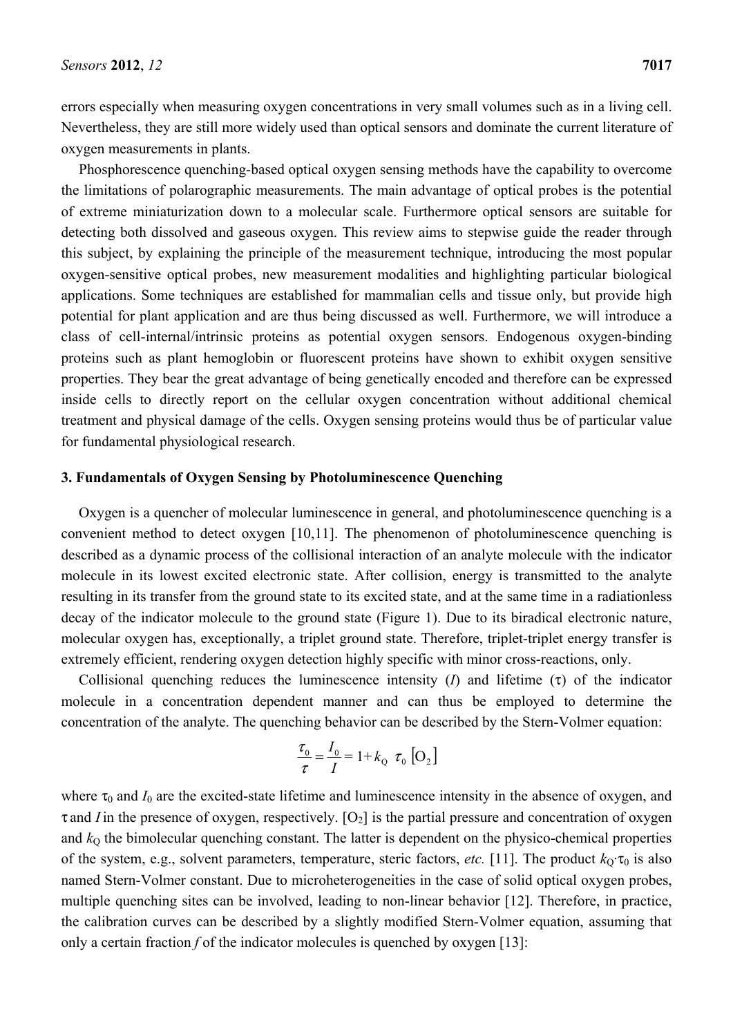errors especially when measuring oxygen concentrations in very small volumes such as in a living cell. Nevertheless, they are still more widely used than optical sensors and dominate the current literature of oxygen measurements in plants.

Phosphorescence quenching-based optical oxygen sensing methods have the capability to overcome the limitations of polarographic measurements. The main advantage of optical probes is the potential of extreme miniaturization down to a molecular scale. Furthermore optical sensors are suitable for detecting both dissolved and gaseous oxygen. This review aims to stepwise guide the reader through this subject, by explaining the principle of the measurement technique, introducing the most popular oxygen-sensitive optical probes, new measurement modalities and highlighting particular biological applications. Some techniques are established for mammalian cells and tissue only, but provide high potential for plant application and are thus being discussed as well. Furthermore, we will introduce a class of cell-internal/intrinsic proteins as potential oxygen sensors. Endogenous oxygen-binding proteins such as plant hemoglobin or fluorescent proteins have shown to exhibit oxygen sensitive properties. They bear the great advantage of being genetically encoded and therefore can be expressed inside cells to directly report on the cellular oxygen concentration without additional chemical treatment and physical damage of the cells. Oxygen sensing proteins would thus be of particular value for fundamental physiological research.

## 3. Fundamentals of Oxygen Sensing by Photoluminescence Quenching

Oxygen is a quencher of molecular luminescence in general, and photoluminescence quenching is a convenient method to detect oxygen [10,11]. The phenomenon of photoluminescence quenching is described as a dynamic process of the collisional interaction of an analyte molecule with the indicator molecule in its lowest excited electronic state. After collision, energy is transmitted to the analyte resulting in its transfer from the ground state to its excited state, and at the same time in a radiationless decay of the indicator molecule to the ground state (Figure 1). Due to its biradical electronic nature, molecular oxygen has, exceptionally, a triplet ground state. Therefore, triplet-triplet energy transfer is extremely efficient, rendering oxygen detection highly specific with minor cross-reactions, only.

Collisional quenching reduces the luminescence intensity ($I$) and lifetime ($\tau$) of the indicator molecule in a concentration dependent manner and can thus be employed to determine the concentration of the analyte. The quenching behavior can be described by the Stern-Volmer equation:

$$\frac{\tau_0}{\tau} = \frac{I_0}{I} = 1 + k_Q \ \tau_0 \left[O_2\right]$$

where $\tau_0$ and $I_0$ are the excited-state lifetime and luminescence intensity in the absence of oxygen, and $\tau$ and $I$ in the presence of oxygen, respectively. $[O_2]$ is the partial pressure and concentration of oxygen and $k_Q$ the bimolecular quenching constant. The latter is dependent on the physico-chemical properties of the system, e.g., solvent parameters, temperature, steric factors, *etc.* [11]. The product $k_Q \cdot \tau_0$ is also named Stern-Volmer constant. Due to microheterogeneities in the case of solid optical oxygen probes, multiple quenching sites can be involved, leading to non-linear behavior [12]. Therefore, in practice, the calibration curves can be described by a slightly modified Stern-Volmer equation, assuming that only a certain fraction $f$ of the indicator molecules is quenched by oxygen [13]: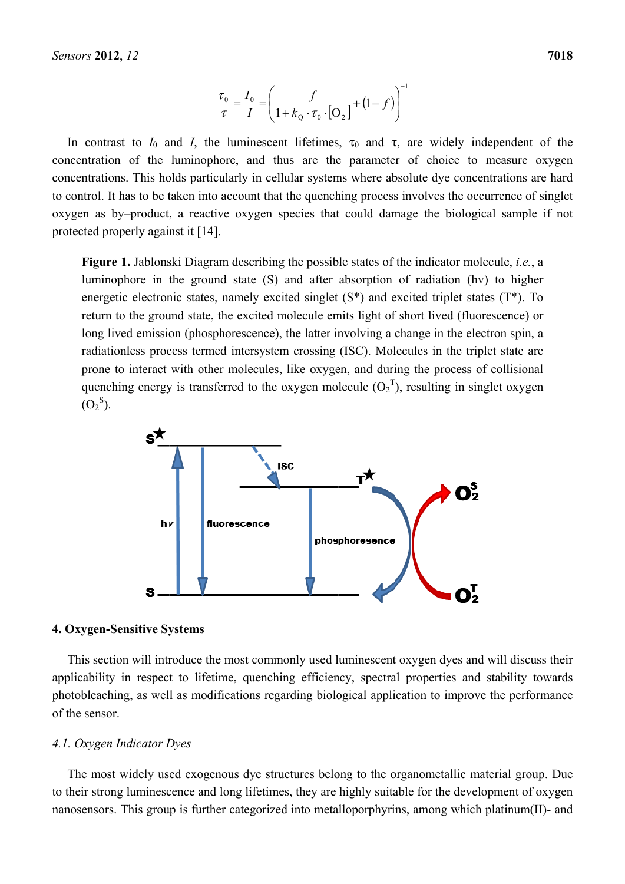$$\frac{\tau_0}{\tau} = \frac{I_0}{I} = \left( \frac{f}{1 + k_Q \cdot \tau_0 \cdot [O_2]} + (1 - f) \right)^{-1}$$

In contrast to $I_0$ and $I$, the luminescent lifetimes, $\tau_0$ and $\tau$, are widely independent of the concentration of the luminophore, and thus are the parameter of choice to measure oxygen concentrations. This holds particularly in cellular systems where absolute dye concentrations are hard to control. It has to be taken into account that the quenching process involves the occurrence of singlet oxygen as by–product, a reactive oxygen species that could damage the biological sample if not protected properly against it [14].

**Figure 1.** Jablonski Diagram describing the possible states of the indicator molecule, *i.e.*, a luminophore in the ground state (S) and after absorption of radiation (hν) to higher energetic electronic states, namely excited singlet (S*) and excited triplet states (T*). To return to the ground state, the excited molecule emits light of short lived (fluorescence) or long lived emission (phosphorescence), the latter involving a change in the electron spin, a radiationless process termed intersystem crossing (ISC). Molecules in the triplet state are prone to interact with other molecules, like oxygen, and during the process of collisional quenching energy is transferred to the oxygen molecule ($O_2^T$), resulting in singlet oxygen ($O_2^S$).

## 4. Oxygen-Sensitive Systems

This section will introduce the most commonly used luminescent oxygen dyes and will discuss their applicability in respect to lifetime, quenching efficiency, spectral properties and stability towards photobleaching, as well as modifications regarding biological application to improve the performance of the sensor.

### *4.1. Oxygen Indicator Dyes*

The most widely used exogenous dye structures belong to the organometallic material group. Due to their strong luminescence and long lifetimes, they are highly suitable for the development of oxygen nanosensors. This group is further categorized into metalloporphyrins, among which platinum(II)- and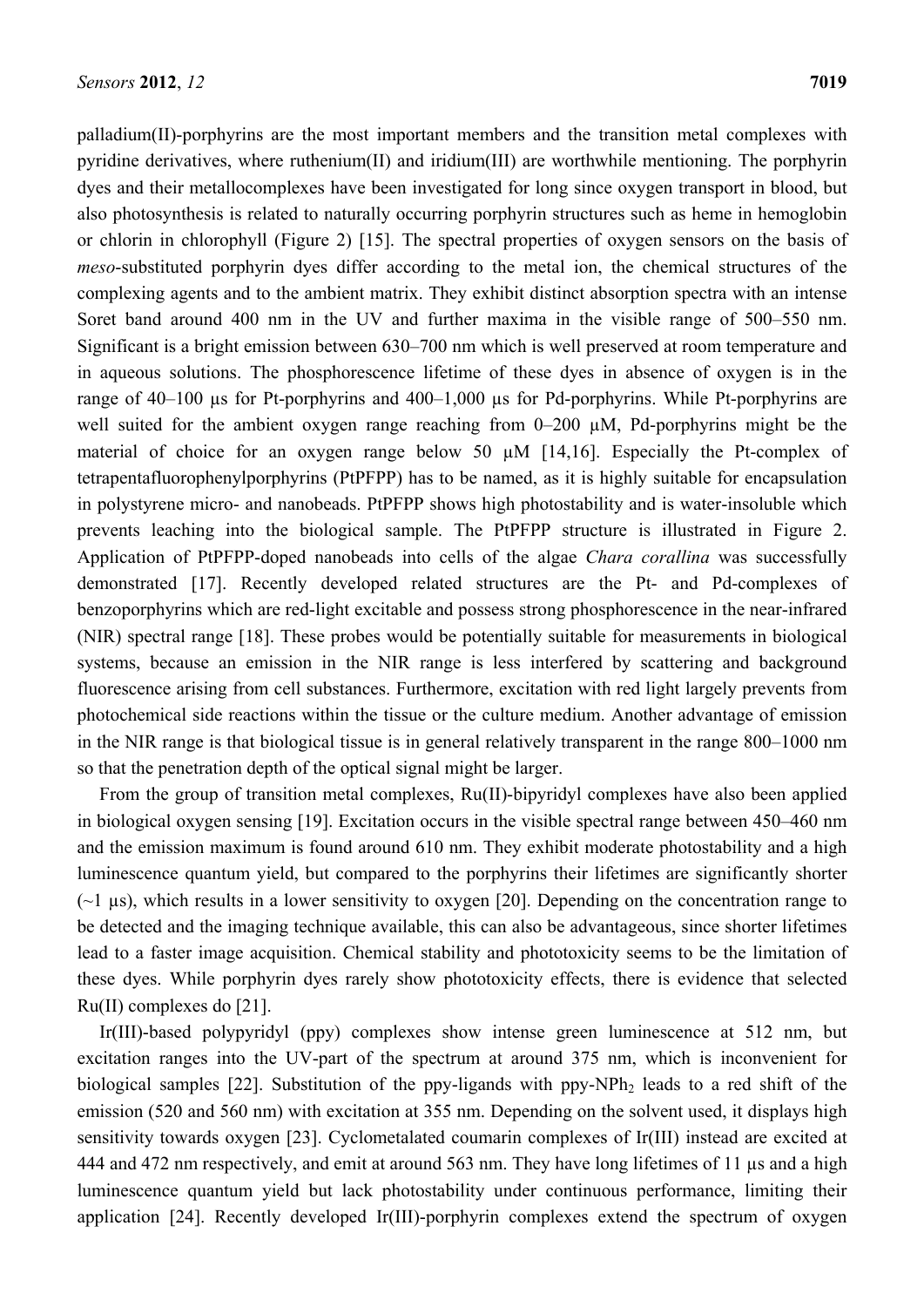palladium(II)-porphyrins are the most important members and the transition metal complexes with pyridine derivatives, where ruthenium(II) and iridium(III) are worthwhile mentioning. The porphyrin dyes and their metallocomplexes have been investigated for long since oxygen transport in blood, but also photosynthesis is related to naturally occurring porphyrin structures such as heme in hemoglobin or chlorin in chlorophyll (Figure 2) [15]. The spectral properties of oxygen sensors on the basis of *meso*-substituted porphyrin dyes differ according to the metal ion, the chemical structures of the complexing agents and to the ambient matrix. They exhibit distinct absorption spectra with an intense Soret band around 400 nm in the UV and further maxima in the visible range of 500–550 nm. Significant is a bright emission between 630–700 nm which is well preserved at room temperature and in aqueous solutions. The phosphorescence lifetime of these dyes in absence of oxygen is in the range of 40–100 µs for Pt-porphyrins and 400–1,000 µs for Pd-porphyrins. While Pt-porphyrins are well suited for the ambient oxygen range reaching from 0–200 µM, Pd-porphyrins might be the material of choice for an oxygen range below 50 µM [14,16]. Especially the Pt-complex of tetrapentafluorophenylporphyrins (PtPFPP) has to be named, as it is highly suitable for encapsulation in polystyrene micro- and nanobeads. PtPFPP shows high photostability and is water-insoluble which prevents leaching into the biological sample. The PtPFPP structure is illustrated in Figure 2. Application of PtPFPP-doped nanobeads into cells of the algae *Chara corallina* was successfully demonstrated [17]. Recently developed related structures are the Pt- and Pd-complexes of benzoporphyrins which are red-light excitable and possess strong phosphorescence in the near-infrared (NIR) spectral range [18]. These probes would be potentially suitable for measurements in biological systems, because an emission in the NIR range is less interfered by scattering and background fluorescence arising from cell substances. Furthermore, excitation with red light largely prevents from photochemical side reactions within the tissue or the culture medium. Another advantage of emission in the NIR range is that biological tissue is in general relatively transparent in the range 800–1000 nm so that the penetration depth of the optical signal might be larger.

From the group of transition metal complexes, Ru(II)-bipyridyl complexes have also been applied in biological oxygen sensing [19]. Excitation occurs in the visible spectral range between 450–460 nm and the emission maximum is found around 610 nm. They exhibit moderate photostability and a high luminescence quantum yield, but compared to the porphyrins their lifetimes are significantly shorter (~1 µs), which results in a lower sensitivity to oxygen [20]. Depending on the concentration range to be detected and the imaging technique available, this can also be advantageous, since shorter lifetimes lead to a faster image acquisition. Chemical stability and phototoxicity seems to be the limitation of these dyes. While porphyrin dyes rarely show phototoxicity effects, there is evidence that selected Ru(II) complexes do [21].

Ir(III)-based polypyridyl (ppy) complexes show intense green luminescence at 512 nm, but excitation ranges into the UV-part of the spectrum at around 375 nm, which is inconvenient for biological samples [22]. Substitution of the ppy-ligands with ppy-$NPh_2$ leads to a red shift of the emission (520 and 560 nm) with excitation at 355 nm. Depending on the solvent used, it displays high sensitivity towards oxygen [23]. Cyclometalated coumarin complexes of Ir(III) instead are excited at 444 and 472 nm respectively, and emit at around 563 nm. They have long lifetimes of 11 µs and a high luminescence quantum yield but lack photostability under continuous performance, limiting their application [24]. Recently developed Ir(III)-porphyrin complexes extend the spectrum of oxygen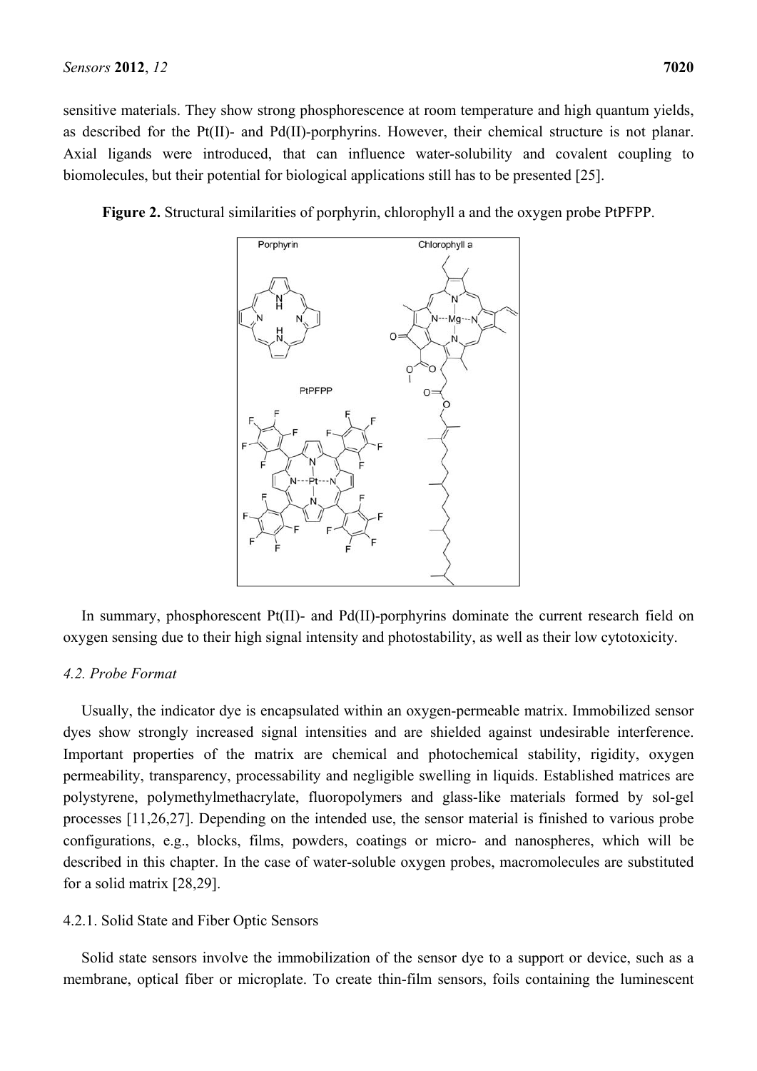sensitive materials. They show strong phosphorescence at room temperature and high quantum yields, as described for the Pt(II)- and Pd(II)-porphyrins. However, their chemical structure is not planar. Axial ligands were introduced, that can influence water-solubility and covalent coupling to biomolecules, but their potential for biological applications still has to be presented [25].

**Figure 2.** Structural similarities of porphyrin, chlorophyll a and the oxygen probe PtPFPP.

In summary, phosphorescent Pt(II)- and Pd(II)-porphyrins dominate the current research field on oxygen sensing due to their high signal intensity and photostability, as well as their low cytotoxicity.

### *4.2. Probe Format*

Usually, the indicator dye is encapsulated within an oxygen-permeable matrix. Immobilized sensor dyes show strongly increased signal intensities and are shielded against undesirable interference. Important properties of the matrix are chemical and photochemical stability, rigidity, oxygen permeability, transparency, processability and negligible swelling in liquids. Established matrices are polystyrene, polymethylmethacrylate, fluoropolymers and glass-like materials formed by sol-gel processes [11,26,27]. Depending on the intended use, the sensor material is finished to various probe configurations, e.g., blocks, films, powders, coatings or micro- and nanospheres, which will be described in this chapter. In the case of water-soluble oxygen probes, macromolecules are substituted for a solid matrix [28,29].

#### 4.2.1. Solid State and Fiber Optic Sensors

Solid state sensors involve the immobilization of the sensor dye to a support or device, such as a membrane, optical fiber or microplate. To create thin-film sensors, foils containing the luminescent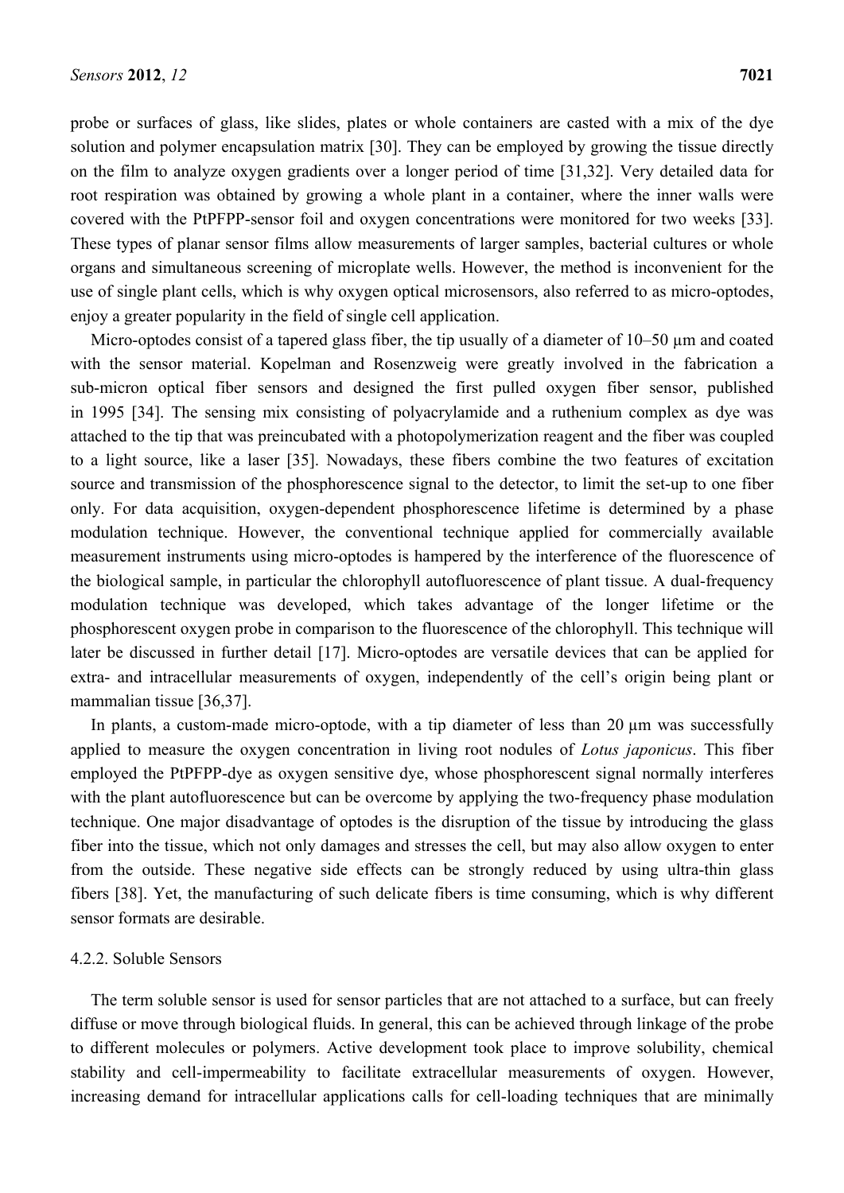probe or surfaces of glass, like slides, plates or whole containers are casted with a mix of the dye solution and polymer encapsulation matrix [30]. They can be employed by growing the tissue directly on the film to analyze oxygen gradients over a longer period of time [31,32]. Very detailed data for root respiration was obtained by growing a whole plant in a container, where the inner walls were covered with the PtPFPP-sensor foil and oxygen concentrations were monitored for two weeks [33]. These types of planar sensor films allow measurements of larger samples, bacterial cultures or whole organs and simultaneous screening of microplate wells. However, the method is inconvenient for the use of single plant cells, which is why oxygen optical microsensors, also referred to as micro-optodes, enjoy a greater popularity in the field of single cell application.

Micro-optodes consist of a tapered glass fiber, the tip usually of a diameter of 10–50 µm and coated with the sensor material. Kopelman and Rosenzweig were greatly involved in the fabrication a sub-micron optical fiber sensors and designed the first pulled oxygen fiber sensor, published in 1995 [34]. The sensing mix consisting of polyacrylamide and a ruthenium complex as dye was attached to the tip that was preincubated with a photopolymerization reagent and the fiber was coupled to a light source, like a laser [35]. Nowadays, these fibers combine the two features of excitation source and transmission of the phosphorescence signal to the detector, to limit the set-up to one fiber only. For data acquisition, oxygen-dependent phosphorescence lifetime is determined by a phase modulation technique. However, the conventional technique applied for commercially available measurement instruments using micro-optodes is hampered by the interference of the fluorescence of the biological sample, in particular the chlorophyll autofluorescence of plant tissue. A dual-frequency modulation technique was developed, which takes advantage of the longer lifetime or the phosphorescent oxygen probe in comparison to the fluorescence of the chlorophyll. This technique will later be discussed in further detail [17]. Micro-optodes are versatile devices that can be applied for extra- and intracellular measurements of oxygen, independently of the cell's origin being plant or mammalian tissue [36,37].

In plants, a custom-made micro-optode, with a tip diameter of less than 20 µm was successfully applied to measure the oxygen concentration in living root nodules of *Lotus japonicus*. This fiber employed the PtPFPP-dye as oxygen sensitive dye, whose phosphorescent signal normally interferes with the plant autofluorescence but can be overcome by applying the two-frequency phase modulation technique. One major disadvantage of optodes is the disruption of the tissue by introducing the glass fiber into the tissue, which not only damages and stresses the cell, but may also allow oxygen to enter from the outside. These negative side effects can be strongly reduced by using ultra-thin glass fibers [38]. Yet, the manufacturing of such delicate fibers is time consuming, which is why different sensor formats are desirable.

#### 4.2.2. Soluble Sensors

The term soluble sensor is used for sensor particles that are not attached to a surface, but can freely diffuse or move through biological fluids. In general, this can be achieved through linkage of the probe to different molecules or polymers. Active development took place to improve solubility, chemical stability and cell-impermeability to facilitate extracellular measurements of oxygen. However, increasing demand for intracellular applications calls for cell-loading techniques that are minimally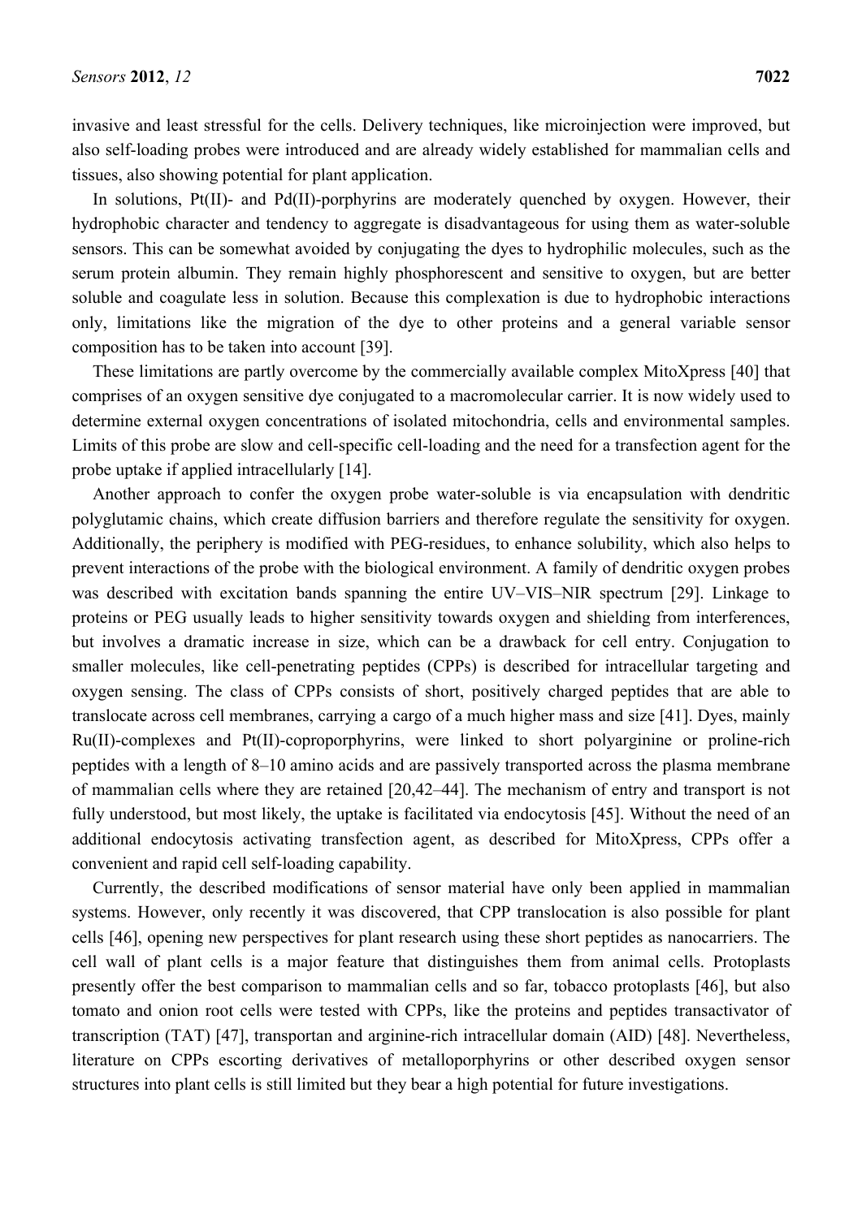invasive and least stressful for the cells. Delivery techniques, like microinjection were improved, but also self-loading probes were introduced and are already widely established for mammalian cells and tissues, also showing potential for plant application.

In solutions, Pt(II)- and Pd(II)-porphyrins are moderately quenched by oxygen. However, their hydrophobic character and tendency to aggregate is disadvantageous for using them as water-soluble sensors. This can be somewhat avoided by conjugating the dyes to hydrophilic molecules, such as the serum protein albumin. They remain highly phosphorescent and sensitive to oxygen, but are better soluble and coagulate less in solution. Because this complexation is due to hydrophobic interactions only, limitations like the migration of the dye to other proteins and a general variable sensor composition has to be taken into account [39].

These limitations are partly overcome by the commercially available complex MitoXpress [40] that comprises of an oxygen sensitive dye conjugated to a macromolecular carrier. It is now widely used to determine external oxygen concentrations of isolated mitochondria, cells and environmental samples. Limits of this probe are slow and cell-specific cell-loading and the need for a transfection agent for the probe uptake if applied intracellularly [14].

Another approach to confer the oxygen probe water-soluble is via encapsulation with dendritic polyglutamic chains, which create diffusion barriers and therefore regulate the sensitivity for oxygen. Additionally, the periphery is modified with PEG-residues, to enhance solubility, which also helps to prevent interactions of the probe with the biological environment. A family of dendritic oxygen probes was described with excitation bands spanning the entire UV–VIS–NIR spectrum [29]. Linkage to proteins or PEG usually leads to higher sensitivity towards oxygen and shielding from interferences, but involves a dramatic increase in size, which can be a drawback for cell entry. Conjugation to smaller molecules, like cell-penetrating peptides (CPPs) is described for intracellular targeting and oxygen sensing. The class of CPPs consists of short, positively charged peptides that are able to translocate across cell membranes, carrying a cargo of a much higher mass and size [41]. Dyes, mainly Ru(II)-complexes and Pt(II)-coproporphyrins, were linked to short polyarginine or proline-rich peptides with a length of 8–10 amino acids and are passively transported across the plasma membrane of mammalian cells where they are retained [20,42–44]. The mechanism of entry and transport is not fully understood, but most likely, the uptake is facilitated via endocytosis [45]. Without the need of an additional endocytosis activating transfection agent, as described for MitoXpress, CPPs offer a convenient and rapid cell self-loading capability.

Currently, the described modifications of sensor material have only been applied in mammalian systems. However, only recently it was discovered, that CPP translocation is also possible for plant cells [46], opening new perspectives for plant research using these short peptides as nanocarriers. The cell wall of plant cells is a major feature that distinguishes them from animal cells. Protoplasts presently offer the best comparison to mammalian cells and so far, tobacco protoplasts [46], but also tomato and onion root cells were tested with CPPs, like the proteins and peptides transactivator of transcription (TAT) [47], transportan and arginine-rich intracellular domain (AID) [48]. Nevertheless, literature on CPPs escorting derivatives of metalloporphyrins or other described oxygen sensor structures into plant cells is still limited but they bear a high potential for future investigations.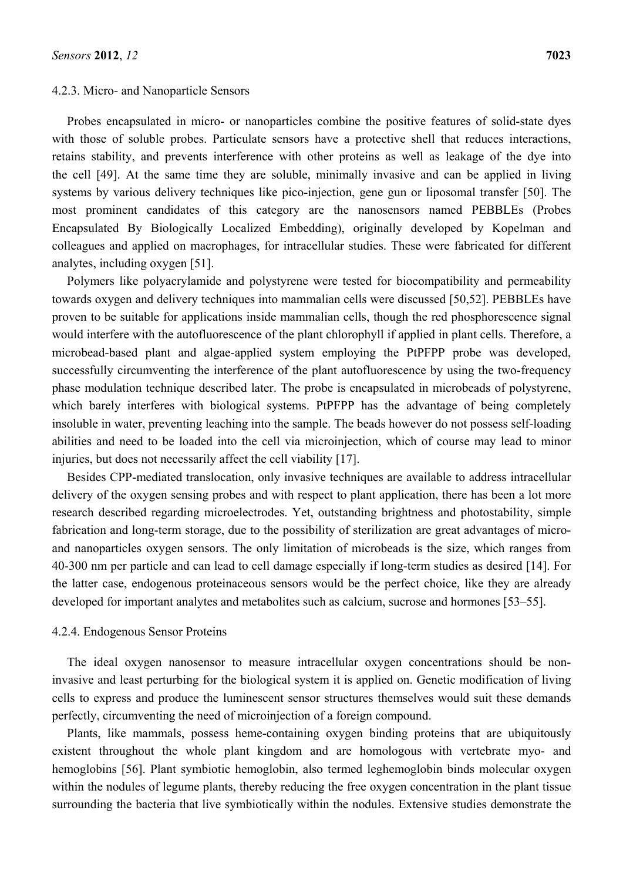#### 4.2.3. Micro- and Nanoparticle Sensors

Probes encapsulated in micro- or nanoparticles combine the positive features of solid-state dyes with those of soluble probes. Particulate sensors have a protective shell that reduces interactions, retains stability, and prevents interference with other proteins as well as leakage of the dye into the cell [49]. At the same time they are soluble, minimally invasive and can be applied in living systems by various delivery techniques like pico-injection, gene gun or liposomal transfer [50]. The most prominent candidates of this category are the nanosensors named PEBBLEs (Probes Encapsulated By Biologically Localized Embedding), originally developed by Kopelman and colleagues and applied on macrophages, for intracellular studies. These were fabricated for different analytes, including oxygen [51].

Polymers like polyacrylamide and polystyrene were tested for biocompatibility and permeability towards oxygen and delivery techniques into mammalian cells were discussed [50,52]. PEBBLEs have proven to be suitable for applications inside mammalian cells, though the red phosphorescence signal would interfere with the autofluorescence of the plant chlorophyll if applied in plant cells. Therefore, a microbead-based plant and algae-applied system employing the PtPFPP probe was developed, successfully circumventing the interference of the plant autofluorescence by using the two-frequency phase modulation technique described later. The probe is encapsulated in microbeads of polystyrene, which barely interferes with biological systems. PtPFPP has the advantage of being completely insoluble in water, preventing leaching into the sample. The beads however do not possess self-loading abilities and need to be loaded into the cell via microinjection, which of course may lead to minor injuries, but does not necessarily affect the cell viability [17].

Besides CPP-mediated translocation, only invasive techniques are available to address intracellular delivery of the oxygen sensing probes and with respect to plant application, there has been a lot more research described regarding microelectrodes. Yet, outstanding brightness and photostability, simple fabrication and long-term storage, due to the possibility of sterilization are great advantages of micro- and nanoparticles oxygen sensors. The only limitation of microbeads is the size, which ranges from 40-300 nm per particle and can lead to cell damage especially if long-term studies as desired [14]. For the latter case, endogenous proteinaceous sensors would be the perfect choice, like they are already developed for important analytes and metabolites such as calcium, sucrose and hormones [53–55].

#### 4.2.4. Endogenous Sensor Proteins

The ideal oxygen nanosensor to measure intracellular oxygen concentrations should be non-invasive and least perturbing for the biological system it is applied on. Genetic modification of living cells to express and produce the luminescent sensor structures themselves would suit these demands perfectly, circumventing the need of microinjection of a foreign compound.

Plants, like mammals, possess heme-containing oxygen binding proteins that are ubiquitously existent throughout the whole plant kingdom and are homologous with vertebrate myo- and hemoglobins [56]. Plant symbiotic hemoglobin, also termed leghemoglobin binds molecular oxygen within the nodules of legume plants, thereby reducing the free oxygen concentration in the plant tissue surrounding the bacteria that live symbiotically within the nodules. Extensive studies demonstrate the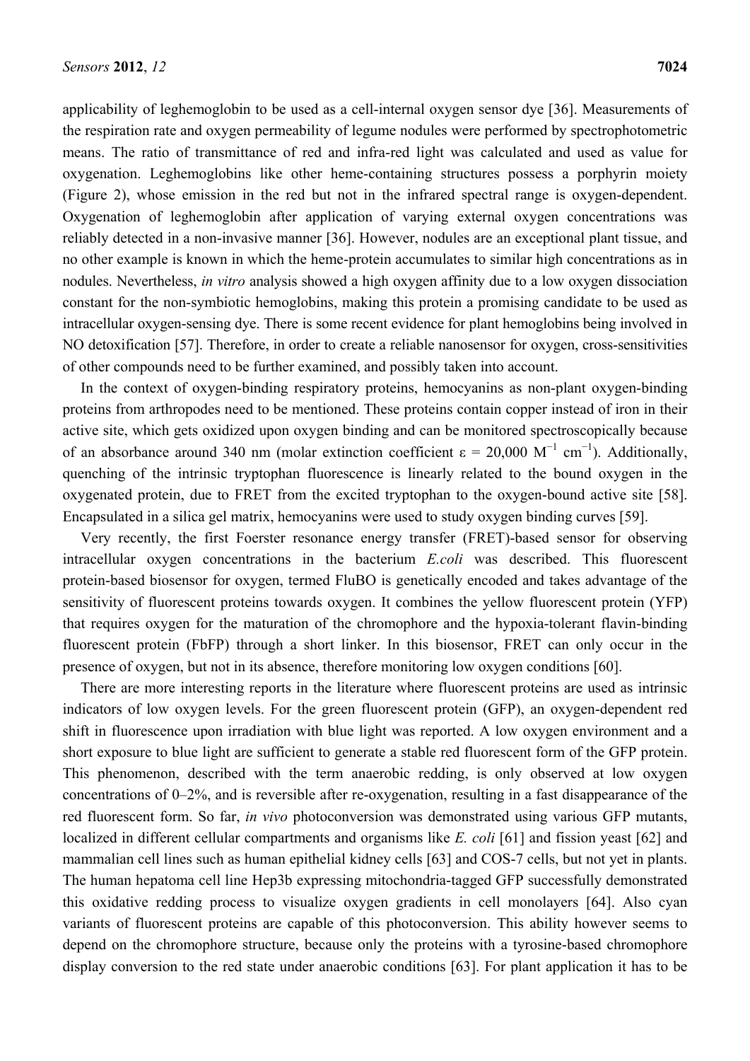applicability of leghemoglobin to be used as a cell-internal oxygen sensor dye [36]. Measurements of the respiration rate and oxygen permeability of legume nodules were performed by spectrophotometric means. The ratio of transmittance of red and infra-red light was calculated and used as value for oxygenation. Leghemoglobins like other heme-containing structures possess a porphyrin moiety (Figure 2), whose emission in the red but not in the infrared spectral range is oxygen-dependent. Oxygenation of leghemoglobin after application of varying external oxygen concentrations was reliably detected in a non-invasive manner [36]. However, nodules are an exceptional plant tissue, and no other example is known in which the heme-protein accumulates to similar high concentrations as in nodules. Nevertheless, *in vitro* analysis showed a high oxygen affinity due to a low oxygen dissociation constant for the non-symbiotic hemoglobins, making this protein a promising candidate to be used as intracellular oxygen-sensing dye. There is some recent evidence for plant hemoglobins being involved in NO detoxification [57]. Therefore, in order to create a reliable nanosensor for oxygen, cross-sensitivities of other compounds need to be further examined, and possibly taken into account.

In the context of oxygen-binding respiratory proteins, hemocyanins as non-plant oxygen-binding proteins from arthropodes need to be mentioned. These proteins contain copper instead of iron in their active site, which gets oxidized upon oxygen binding and can be monitored spectroscopically because of an absorbance around 340 nm (molar extinction coefficient $\varepsilon$ = 20,000 $M^{-1}$ $cm^{-1}$). Additionally, quenching of the intrinsic tryptophan fluorescence is linearly related to the bound oxygen in the oxygenated protein, due to FRET from the excited tryptophan to the oxygen-bound active site [58]. Encapsulated in a silica gel matrix, hemocyanins were used to study oxygen binding curves [59].

Very recently, the first Foerster resonance energy transfer (FRET)-based sensor for observing intracellular oxygen concentrations in the bacterium *E.coli* was described. This fluorescent protein-based biosensor for oxygen, termed FluBO is genetically encoded and takes advantage of the sensitivity of fluorescent proteins towards oxygen. It combines the yellow fluorescent protein (YFP) that requires oxygen for the maturation of the chromophore and the hypoxia-tolerant flavin-binding fluorescent protein (FbFP) through a short linker. In this biosensor, FRET can only occur in the presence of oxygen, but not in its absence, therefore monitoring low oxygen conditions [60].

There are more interesting reports in the literature where fluorescent proteins are used as intrinsic indicators of low oxygen levels. For the green fluorescent protein (GFP), an oxygen-dependent red shift in fluorescence upon irradiation with blue light was reported. A low oxygen environment and a short exposure to blue light are sufficient to generate a stable red fluorescent form of the GFP protein. This phenomenon, described with the term anaerobic redding, is only observed at low oxygen concentrations of 0–2%, and is reversible after re-oxygenation, resulting in a fast disappearance of the red fluorescent form. So far, *in vivo* photoconversion was demonstrated using various GFP mutants, localized in different cellular compartments and organisms like *E. coli* [61] and fission yeast [62] and mammalian cell lines such as human epithelial kidney cells [63] and COS-7 cells, but not yet in plants. The human hepatoma cell line Hep3b expressing mitochondria-tagged GFP successfully demonstrated this oxidative redding process to visualize oxygen gradients in cell monolayers [64]. Also cyan variants of fluorescent proteins are capable of this photoconversion. This ability however seems to depend on the chromophore structure, because only the proteins with a tyrosine-based chromophore display conversion to the red state under anaerobic conditions [63]. For plant application it has to be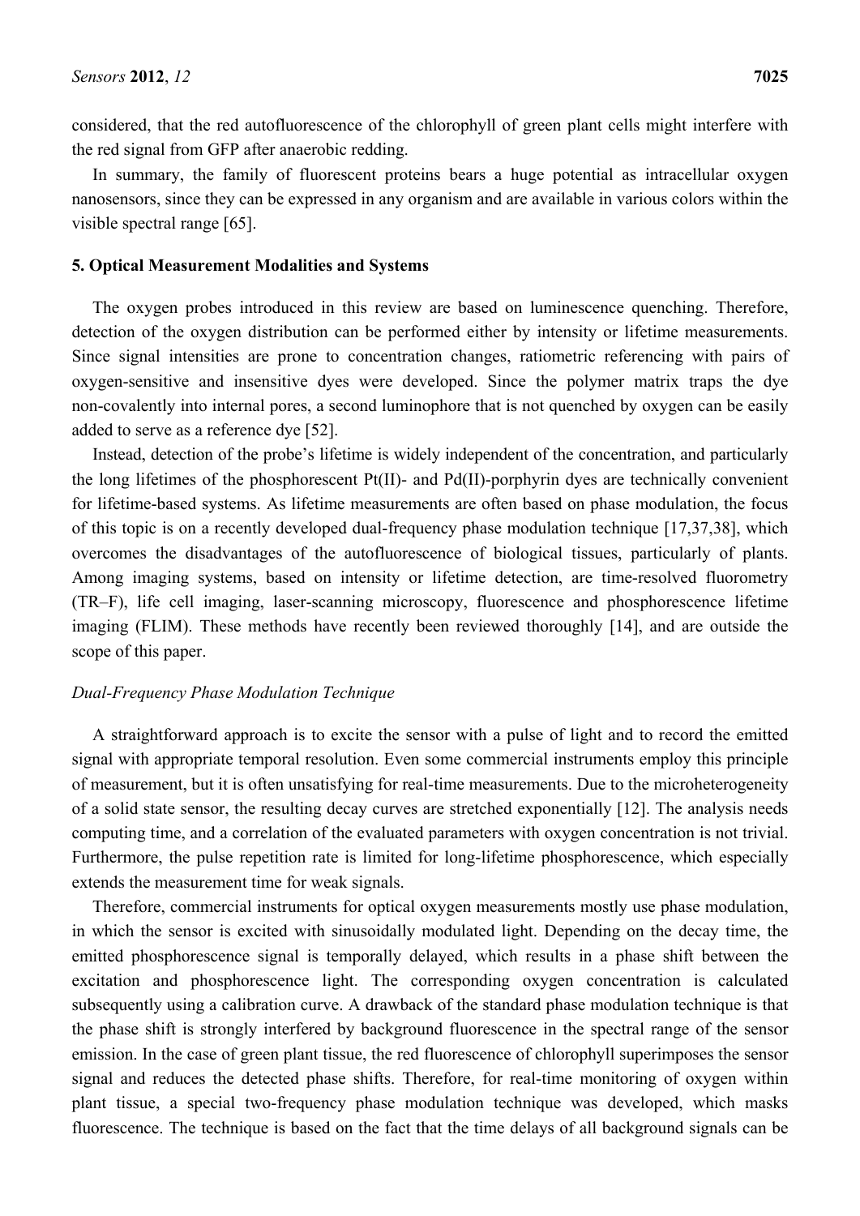considered, that the red autofluorescence of the chlorophyll of green plant cells might interfere with the red signal from GFP after anaerobic redding.

In summary, the family of fluorescent proteins bears a huge potential as intracellular oxygen nanosensors, since they can be expressed in any organism and are available in various colors within the visible spectral range [65].

## 5. Optical Measurement Modalities and Systems

The oxygen probes introduced in this review are based on luminescence quenching. Therefore, detection of the oxygen distribution can be performed either by intensity or lifetime measurements. Since signal intensities are prone to concentration changes, ratiometric referencing with pairs of oxygen-sensitive and insensitive dyes were developed. Since the polymer matrix traps the dye non-covalently into internal pores, a second luminophore that is not quenched by oxygen can be easily added to serve as a reference dye [52].

Instead, detection of the probe's lifetime is widely independent of the concentration, and particularly the long lifetimes of the phosphorescent Pt(II)- and Pd(II)-porphyrin dyes are technically convenient for lifetime-based systems. As lifetime measurements are often based on phase modulation, the focus of this topic is on a recently developed dual-frequency phase modulation technique [17,37,38], which overcomes the disadvantages of the autofluorescence of biological tissues, particularly of plants. Among imaging systems, based on intensity or lifetime detection, are time-resolved fluorometry (TR–F), life cell imaging, laser-scanning microscopy, fluorescence and phosphorescence lifetime imaging (FLIM). These methods have recently been reviewed thoroughly [14], and are outside the scope of this paper.

### *Dual-Frequency Phase Modulation Technique*

A straightforward approach is to excite the sensor with a pulse of light and to record the emitted signal with appropriate temporal resolution. Even some commercial instruments employ this principle of measurement, but it is often unsatisfying for real-time measurements. Due to the microheterogeneity of a solid state sensor, the resulting decay curves are stretched exponentially [12]. The analysis needs computing time, and a correlation of the evaluated parameters with oxygen concentration is not trivial. Furthermore, the pulse repetition rate is limited for long-lifetime phosphorescence, which especially extends the measurement time for weak signals.

Therefore, commercial instruments for optical oxygen measurements mostly use phase modulation, in which the sensor is excited with sinusoidally modulated light. Depending on the decay time, the emitted phosphorescence signal is temporally delayed, which results in a phase shift between the excitation and phosphorescence light. The corresponding oxygen concentration is calculated subsequently using a calibration curve. A drawback of the standard phase modulation technique is that the phase shift is strongly interfered by background fluorescence in the spectral range of the sensor emission. In the case of green plant tissue, the red fluorescence of chlorophyll superimposes the sensor signal and reduces the detected phase shifts. Therefore, for real-time monitoring of oxygen within plant tissue, a special two-frequency phase modulation technique was developed, which masks fluorescence. The technique is based on the fact that the time delays of all background signals can be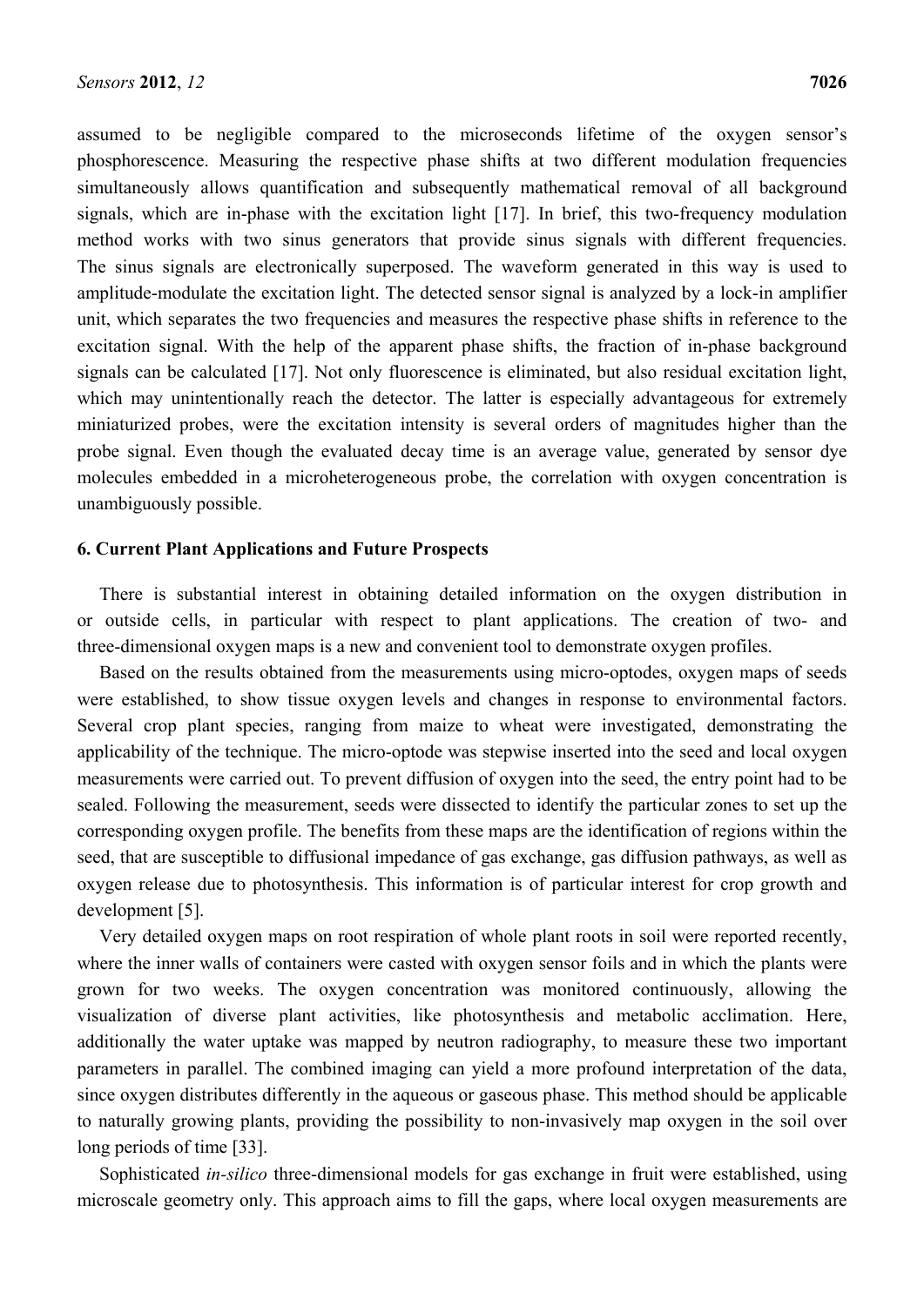assumed to be negligible compared to the microseconds lifetime of the oxygen sensor's phosphorescence. Measuring the respective phase shifts at two different modulation frequencies simultaneously allows quantification and subsequently mathematical removal of all background signals, which are in-phase with the excitation light [17]. In brief, this two-frequency modulation method works with two sinus generators that provide sinus signals with different frequencies. The sinus signals are electronically superposed. The waveform generated in this way is used to amplitude-modulate the excitation light. The detected sensor signal is analyzed by a lock-in amplifier unit, which separates the two frequencies and measures the respective phase shifts in reference to the excitation signal. With the help of the apparent phase shifts, the fraction of in-phase background signals can be calculated [17]. Not only fluorescence is eliminated, but also residual excitation light, which may unintentionally reach the detector. The latter is especially advantageous for extremely miniaturized probes, were the excitation intensity is several orders of magnitudes higher than the probe signal. Even though the evaluated decay time is an average value, generated by sensor dye molecules embedded in a microheterogeneous probe, the correlation with oxygen concentration is unambiguously possible.

## 6. Current Plant Applications and Future Prospects

There is substantial interest in obtaining detailed information on the oxygen distribution in or outside cells, in particular with respect to plant applications. The creation of two- and three-dimensional oxygen maps is a new and convenient tool to demonstrate oxygen profiles.

Based on the results obtained from the measurements using micro-optodes, oxygen maps of seeds were established, to show tissue oxygen levels and changes in response to environmental factors. Several crop plant species, ranging from maize to wheat were investigated, demonstrating the applicability of the technique. The micro-optode was stepwise inserted into the seed and local oxygen measurements were carried out. To prevent diffusion of oxygen into the seed, the entry point had to be sealed. Following the measurement, seeds were dissected to identify the particular zones to set up the corresponding oxygen profile. The benefits from these maps are the identification of regions within the seed, that are susceptible to diffusional impedance of gas exchange, gas diffusion pathways, as well as oxygen release due to photosynthesis. This information is of particular interest for crop growth and development [5].

Very detailed oxygen maps on root respiration of whole plant roots in soil were reported recently, where the inner walls of containers were casted with oxygen sensor foils and in which the plants were grown for two weeks. The oxygen concentration was monitored continuously, allowing the visualization of diverse plant activities, like photosynthesis and metabolic acclimation. Here, additionally the water uptake was mapped by neutron radiography, to measure these two important parameters in parallel. The combined imaging can yield a more profound interpretation of the data, since oxygen distributes differently in the aqueous or gaseous phase. This method should be applicable to naturally growing plants, providing the possibility to non-invasively map oxygen in the soil over long periods of time [33].

Sophisticated *in-silico* three-dimensional models for gas exchange in fruit were established, using microscale geometry only. This approach aims to fill the gaps, where local oxygen measurements are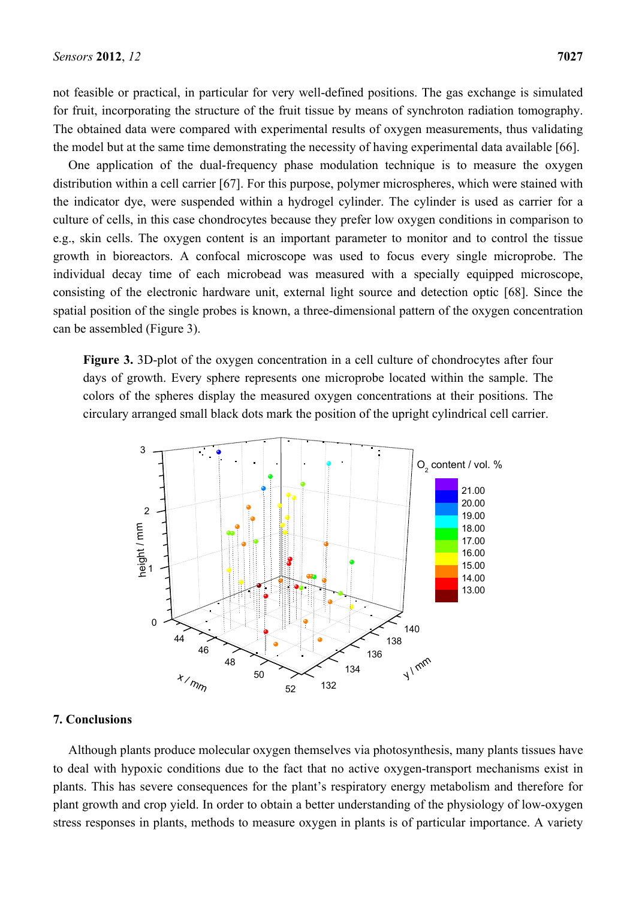not feasible or practical, in particular for very well-defined positions. The gas exchange is simulated for fruit, incorporating the structure of the fruit tissue by means of synchroton radiation tomography. The obtained data were compared with experimental results of oxygen measurements, thus validating the model but at the same time demonstrating the necessity of having experimental data available [66].

One application of the dual-frequency phase modulation technique is to measure the oxygen distribution within a cell carrier [67]. For this purpose, polymer microspheres, which were stained with the indicator dye, were suspended within a hydrogel cylinder. The cylinder is used as carrier for a culture of cells, in this case chondrocytes because they prefer low oxygen conditions in comparison to e.g., skin cells. The oxygen content is an important parameter to monitor and to control the tissue growth in bioreactors. A confocal microscope was used to focus every single microprobe. The individual decay time of each microbead was measured with a specially equipped microscope, consisting of the electronic hardware unit, external light source and detection optic [68]. Since the spatial position of the single probes is known, a three-dimensional pattern of the oxygen concentration can be assembled (Figure 3).

**Figure 3.** 3D-plot of the oxygen concentration in a cell culture of chondrocytes after four days of growth. Every sphere represents one microprobe located within the sample. The colors of the spheres display the measured oxygen concentrations at their positions. The circulary arranged small black dots mark the position of the upright cylindrical cell carrier.

## 7. Conclusions

Although plants produce molecular oxygen themselves via photosynthesis, many plants tissues have to deal with hypoxic conditions due to the fact that no active oxygen-transport mechanisms exist in plants. This has severe consequences for the plant's respiratory energy metabolism and therefore for plant growth and crop yield. In order to obtain a better understanding of the physiology of low-oxygen stress responses in plants, methods to measure oxygen in plants is of particular importance. A variety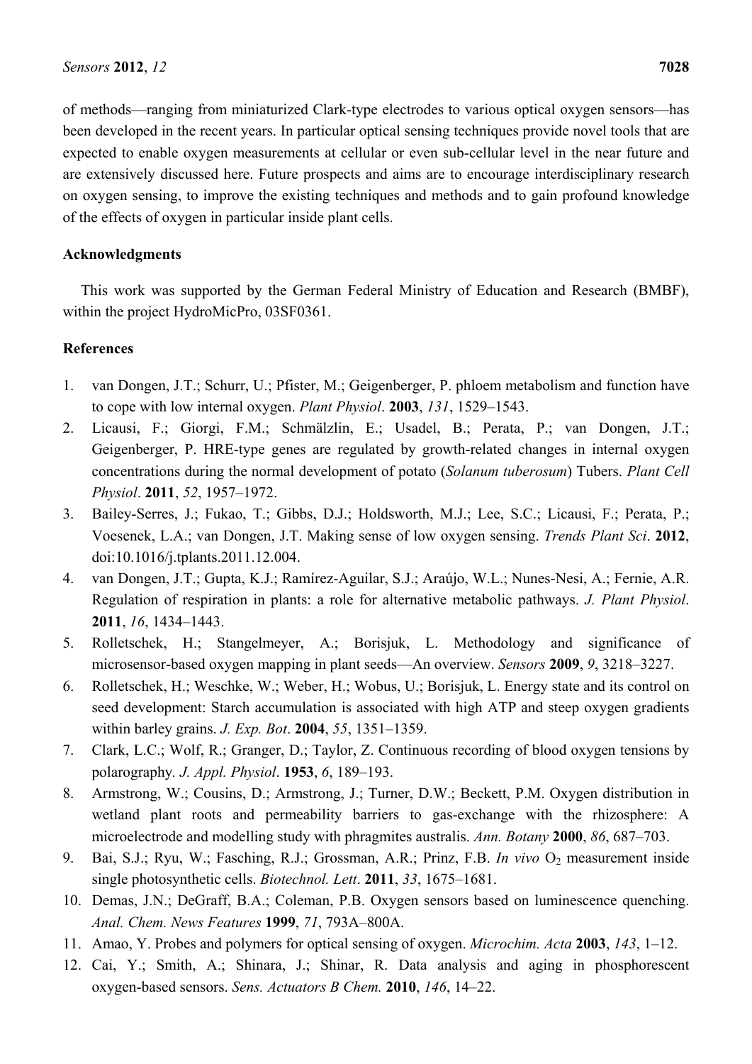of methods—ranging from miniaturized Clark-type electrodes to various optical oxygen sensors—has been developed in the recent years. In particular optical sensing techniques provide novel tools that are expected to enable oxygen measurements at cellular or even sub-cellular level in the near future and are extensively discussed here. Future prospects and aims are to encourage interdisciplinary research on oxygen sensing, to improve the existing techniques and methods and to gain profound knowledge of the effects of oxygen in particular inside plant cells.

## Acknowledgments

This work was supported by the German Federal Ministry of Education and Research (BMBF), within the project HydroMicPro, 03SF0361.

## References

1. van Dongen, J.T.; Schurr, U.; Pfister, M.; Geigenberger, P. phloem metabolism and function have to cope with low internal oxygen. *Plant Physiol*. **2003**, *131*, 1529–1543.
2. Licausi, F.; Giorgi, F.M.; Schmälzlin, E.; Usadel, B.; Perata, P.; van Dongen, J.T.; Geigenberger, P. HRE-type genes are regulated by growth-related changes in internal oxygen concentrations during the normal development of potato (*Solanum tuberosum*) Tubers. *Plant Cell Physiol*. **2011**, *52*, 1957–1972.
3. Bailey-Serres, J.; Fukao, T.; Gibbs, D.J.; Holdsworth, M.J.; Lee, S.C.; Licausi, F.; Perata, P.; Voesenek, L.A.; van Dongen, J.T. Making sense of low oxygen sensing. *Trends Plant Sci*. **2012**, doi:10.1016/j.tplants.2011.12.004.
4. van Dongen, J.T.; Gupta, K.J.; Ramírez-Aguilar, S.J.; Araújo, W.L.; Nunes-Nesi, A.; Fernie, A.R. Regulation of respiration in plants: a role for alternative metabolic pathways. *J. Plant Physiol*. **2011**, *16*, 1434–1443.
5. Rolletschek, H.; Stangelmeyer, A.; Borisjuk, L. Methodology and significance of microsensor-based oxygen mapping in plant seeds—An overview. *Sensors* **2009**, *9*, 3218–3227.
6. Rolletschek, H.; Weschke, W.; Weber, H.; Wobus, U.; Borisjuk, L. Energy state and its control on seed development: Starch accumulation is associated with high ATP and steep oxygen gradients within barley grains. *J. Exp. Bot*. **2004**, *55*, 1351–1359.
7. Clark, L.C.; Wolf, R.; Granger, D.; Taylor, Z. Continuous recording of blood oxygen tensions by polarography. *J. Appl. Physiol*. **1953**, *6*, 189–193.
8. Armstrong, W.; Cousins, D.; Armstrong, J.; Turner, D.W.; Beckett, P.M. Oxygen distribution in wetland plant roots and permeability barriers to gas-exchange with the rhizosphere: A microelectrode and modelling study with phragmites australis. *Ann. Botany* **2000**, *86*, 687–703.
9. Bai, S.J.; Ryu, W.; Fasching, R.J.; Grossman, A.R.; Prinz, F.B. *In vivo* $O_2$ measurement inside single photosynthetic cells. *Biotechnol. Lett*. **2011**, *33*, 1675–1681.
10. Demas, J.N.; DeGraff, B.A.; Coleman, P.B. Oxygen sensors based on luminescence quenching. *Anal. Chem. News Features* **1999**, *71*, 793A–800A.
11. Amao, Y. Probes and polymers for optical sensing of oxygen. *Microchim. Acta* **2003**, *143*, 1–12.
12. Cai, Y.; Smith, A.; Shinara, J.; Shinar, R. Data analysis and aging in phosphorescent oxygen-based sensors. *Sens. Actuators B Chem.* **2010**, *146*, 14–22.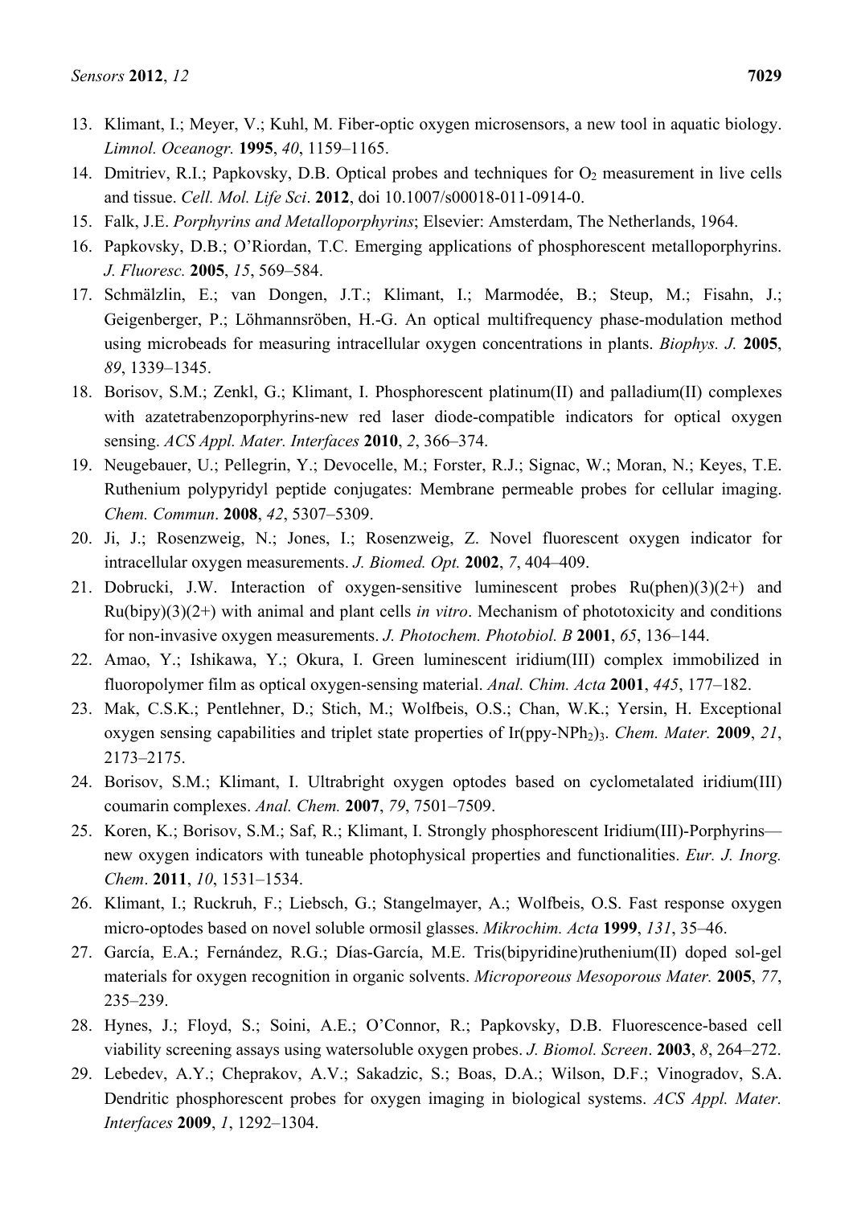13. Klimant, I.; Meyer, V.; Kuhl, M. Fiber-optic oxygen microsensors, a new tool in aquatic biology. *Limnol. Oceanogr.* **1995**, *40*, 1159–1165.
14. Dmitriev, R.I.; Papkovsky, D.B. Optical probes and techniques for $O_2$ measurement in live cells and tissue. *Cell. Mol. Life Sci*. **2012**, doi 10.1007/s00018-011-0914-0.
15. Falk, J.E. *Porphyrins and Metalloporphyrins*; Elsevier: Amsterdam, The Netherlands, 1964.
16. Papkovsky, D.B.; O'Riordan, T.C. Emerging applications of phosphorescent metalloporphyrins. *J. Fluoresc.* **2005**, *15*, 569–584.
17. Schmälzlin, E.; van Dongen, J.T.; Klimant, I.; Marmodée, B.; Steup, M.; Fisahn, J.; Geigenberger, P.; Löhmannsröben, H.-G. An optical multifrequency phase-modulation method using microbeads for measuring intracellular oxygen concentrations in plants. *Biophys. J.* **2005**, *89*, 1339–1345.
18. Borisov, S.M.; Zenkl, G.; Klimant, I. Phosphorescent platinum(II) and palladium(II) complexes with azatetrabenzoporphyrins-new red laser diode-compatible indicators for optical oxygen sensing. *ACS Appl. Mater. Interfaces* **2010**, *2*, 366–374.
19. Neugebauer, U.; Pellegrin, Y.; Devocelle, M.; Forster, R.J.; Signac, W.; Moran, N.; Keyes, T.E. Ruthenium polypyridyl peptide conjugates: Membrane permeable probes for cellular imaging. *Chem. Commun*. **2008**, *42*, 5307–5309.
20. Ji, J.; Rosenzweig, N.; Jones, I.; Rosenzweig, Z. Novel fluorescent oxygen indicator for intracellular oxygen measurements. *J. Biomed. Opt.* **2002**, *7*, 404–409.
21. Dobrucki, J.W. Interaction of oxygen-sensitive luminescent probes Ru(phen)(3)(2+) and Ru(bipy)(3)(2+) with animal and plant cells *in vitro*. Mechanism of phototoxicity and conditions for non-invasive oxygen measurements. *J. Photochem. Photobiol. B* **2001**, *65*, 136–144.
22. Amao, Y.; Ishikawa, Y.; Okura, I. Green luminescent iridium(III) complex immobilized in fluoropolymer film as optical oxygen-sensing material. *Anal. Chim. Acta* **2001**, *445*, 177–182.
23. Mak, C.S.K.; Pentlehner, D.; Stich, M.; Wolfbeis, O.S.; Chan, W.K.; Yersin, H. Exceptional oxygen sensing capabilities and triplet state properties of $Ir(ppy\text{-}NPh_2)_3$. *Chem. Mater.* **2009**, *21*, 2173–2175.
24. Borisov, S.M.; Klimant, I. Ultrabright oxygen optodes based on cyclometalated iridium(III) coumarin complexes. *Anal. Chem.* **2007**, *79*, 7501–7509.
25. Koren, K.; Borisov, S.M.; Saf, R.; Klimant, I. Strongly phosphorescent Iridium(III)-Porphyrins—new oxygen indicators with tuneable photophysical properties and functionalities. *Eur. J. Inorg. Chem*. **2011**, *10*, 1531–1534.
26. Klimant, I.; Ruckruh, F.; Liebsch, G.; Stangelmayer, A.; Wolfbeis, O.S. Fast response oxygen micro-optodes based on novel soluble ormosil glasses. *Mikrochim. Acta* **1999**, *131*, 35–46.
27. García, E.A.; Fernández, R.G.; Días-García, M.E. Tris(bipyridine)ruthenium(II) doped sol-gel materials for oxygen recognition in organic solvents. *Microporeous Mesoporous Mater.* **2005**, *77*, 235–239.
28. Hynes, J.; Floyd, S.; Soini, A.E.; O'Connor, R.; Papkovsky, D.B. Fluorescence-based cell viability screening assays using watersoluble oxygen probes. *J. Biomol. Screen*. **2003**, *8*, 264–272.
29. Lebedev, A.Y.; Cheprakov, A.V.; Sakadzic, S.; Boas, D.A.; Wilson, D.F.; Vinogradov, S.A. Dendritic phosphorescent probes for oxygen imaging in biological systems. *ACS Appl. Mater. Interfaces* **2009**, *1*, 1292–1304.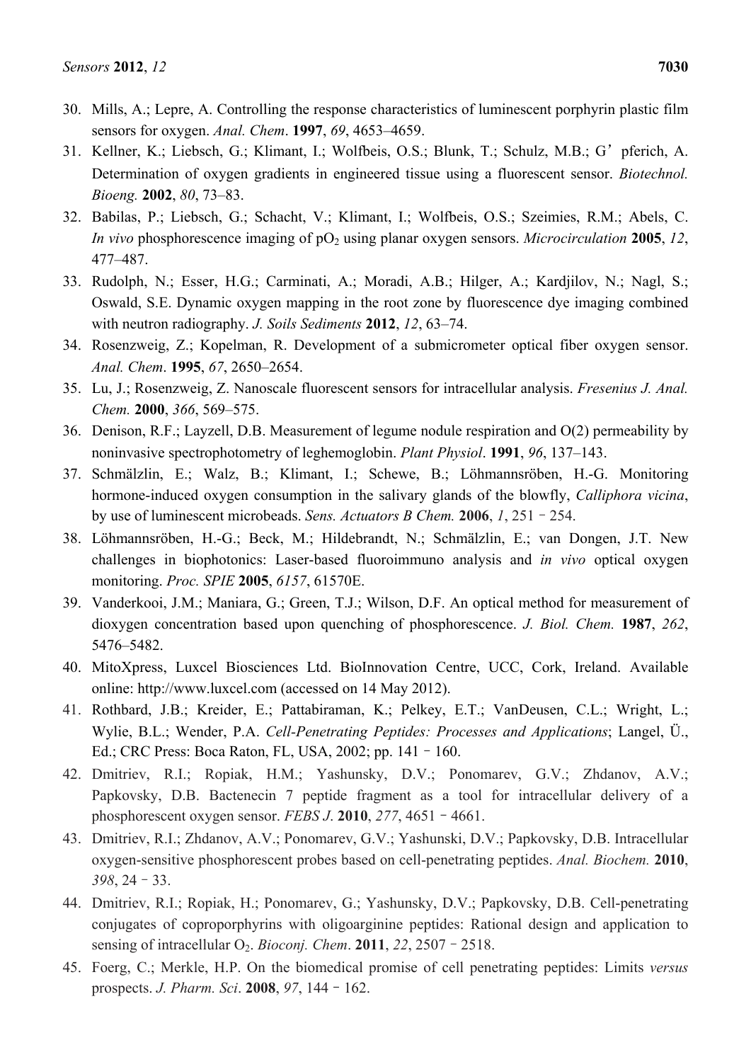30. Mills, A.; Lepre, A. Controlling the response characteristics of luminescent porphyrin plastic film sensors for oxygen. *Anal. Chem*. **1997**, *69*, 4653–4659.
31. Kellner, K.; Liebsch, G.; Klimant, I.; Wolfbeis, O.S.; Blunk, T.; Schulz, M.B.; G’pferich, A. Determination of oxygen gradients in engineered tissue using a fluorescent sensor. *Biotechnol. Bioeng.* **2002**, *80*, 73–83.
32. Babilas, P.; Liebsch, G.; Schacht, V.; Klimant, I.; Wolfbeis, O.S.; Szeimies, R.M.; Abels, C. *In vivo* phosphorescence imaging of $pO_2$ using planar oxygen sensors. *Microcirculation* **2005**, *12*, 477–487.
33. Rudolph, N.; Esser, H.G.; Carminati, A.; Moradi, A.B.; Hilger, A.; Kardjilov, N.; Nagl, S.; Oswald, S.E. Dynamic oxygen mapping in the root zone by fluorescence dye imaging combined with neutron radiography. *J. Soils Sediments* **2012**, *12*, 63–74.
34. Rosenzweig, Z.; Kopelman, R. Development of a submicrometer optical fiber oxygen sensor. *Anal. Chem*. **1995**, *67*, 2650–2654.
35. Lu, J.; Rosenzweig, Z. Nanoscale fluorescent sensors for intracellular analysis. *Fresenius J. Anal. Chem.* **2000**, *366*, 569–575.
36. Denison, R.F.; Layzell, D.B. Measurement of legume nodule respiration and O(2) permeability by noninvasive spectrophotometry of leghemoglobin. *Plant Physiol*. **1991**, *96*, 137–143.
37. Schmälzlin, E.; Walz, B.; Klimant, I.; Schewe, B.; Löhmannsröben, H.-G. Monitoring hormone-induced oxygen consumption in the salivary glands of the blowfly, *Calliphora vicina*, by use of luminescent microbeads. *Sens. Actuators B Chem.* **2006**, *1*, 251–254.
38. Löhmannsröben, H.-G.; Beck, M.; Hildebrandt, N.; Schmälzlin, E.; van Dongen, J.T. New challenges in biophotonics: Laser-based fluoroimmuno analysis and *in vivo* optical oxygen monitoring. *Proc. SPIE* **2005**, *6157*, 61570E.
39. Vanderkooi, J.M.; Maniara, G.; Green, T.J.; Wilson, D.F. An optical method for measurement of dioxygen concentration based upon quenching of phosphorescence. *J. Biol. Chem.* **1987**, *262*, 5476–5482.
40. MitoXpress, Luxcel Biosciences Ltd. BioInnovation Centre, UCC, Cork, Ireland. Available online: http://www.luxcel.com (accessed on 14 May 2012).
41. Rothbard, J.B.; Kreider, E.; Pattabiraman, K.; Pelkey, E.T.; VanDeusen, C.L.; Wright, L.; Wylie, B.L.; Wender, P.A. *Cell-Penetrating Peptides: Processes and Applications*; Langel, Ü., Ed.; CRC Press: Boca Raton, FL, USA, 2002; pp. 141–160.
42. Dmitriev, R.I.; Ropiak, H.M.; Yashunsky, D.V.; Ponomarev, G.V.; Zhdanov, A.V.; Papkovsky, D.B. Bactenecin 7 peptide fragment as a tool for intracellular delivery of a phosphorescent oxygen sensor. *FEBS J*. **2010**, *277*, 4651–4661.
43. Dmitriev, R.I.; Zhdanov, A.V.; Ponomarev, G.V.; Yashunski, D.V.; Papkovsky, D.B. Intracellular oxygen-sensitive phosphorescent probes based on cell-penetrating peptides. *Anal. Biochem.* **2010**, *398*, 24–33.
44. Dmitriev, R.I.; Ropiak, H.; Ponomarev, G.; Yashunsky, D.V.; Papkovsky, D.B. Cell-penetrating conjugates of coproporphyrins with oligoarginine peptides: Rational design and application to sensing of intracellular $O_2$. *Bioconj. Chem*. **2011**, *22*, 2507–2518.
45. Foerg, C.; Merkle, H.P. On the biomedical promise of cell penetrating peptides: Limits *versus* prospects. *J. Pharm. Sci*. **2008**, *97*, 144–162.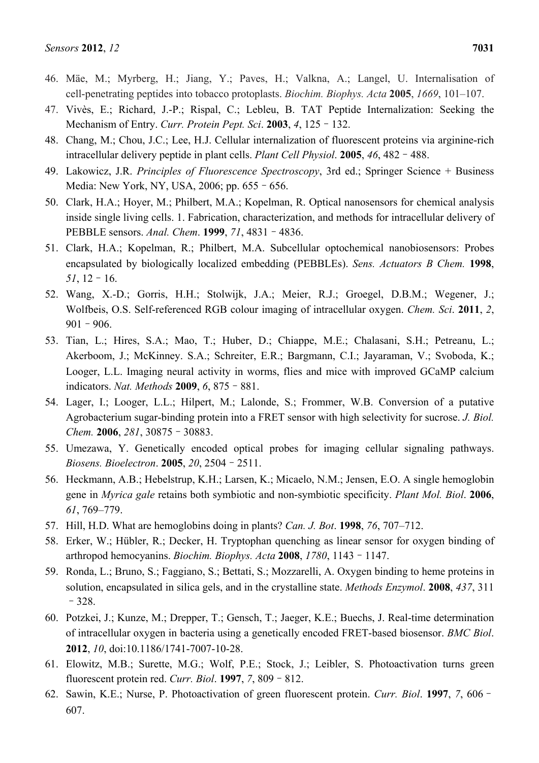46. Mäe, M.; Myrberg, H.; Jiang, Y.; Paves, H.; Valkna, A.; Langel, U. Internalisation of cell-penetrating peptides into tobacco protoplasts. *Biochim. Biophys. Acta* **2005**, *1669*, 101–107.
47. Vivès, E.; Richard, J.-P.; Rispal, C.; Lebleu, B. TAT Peptide Internalization: Seeking the Mechanism of Entry. *Curr. Protein Pept. Sci*. **2003**, *4*, 125–132.
48. Chang, M.; Chou, J.C.; Lee, H.J. Cellular internalization of fluorescent proteins via arginine-rich intracellular delivery peptide in plant cells. *Plant Cell Physiol*. **2005**, *46*, 482–488.
49. Lakowicz, J.R. *Principles of Fluorescence Spectroscopy*, 3rd ed.; Springer Science + Business Media: New York, NY, USA, 2006; pp. 655–656.
50. Clark, H.A.; Hoyer, M.; Philbert, M.A.; Kopelman, R. Optical nanosensors for chemical analysis inside single living cells. 1. Fabrication, characterization, and methods for intracellular delivery of PEBBLE sensors. *Anal. Chem*. **1999**, *71*, 4831–4836.
51. Clark, H.A.; Kopelman, R.; Philbert, M.A. Subcellular optochemical nanobiosensors: Probes encapsulated by biologically localized embedding (PEBBLEs). *Sens. Actuators B Chem.* **1998**, *51*, 12–16.
52. Wang, X.-D.; Gorris, H.H.; Stolwijk, J.A.; Meier, R.J.; Groegel, D.B.M.; Wegener, J.; Wolfbeis, O.S. Self-referenced RGB colour imaging of intracellular oxygen. *Chem. Sci*. **2011**, *2*, 901–906.
53. Tian, L.; Hires, S.A.; Mao, T.; Huber, D.; Chiappe, M.E.; Chalasani, S.H.; Petreanu, L.; Akerboom, J.; McKinney. S.A.; Schreiter, E.R.; Bargmann, C.I.; Jayaraman, V.; Svoboda, K.; Looger, L.L. Imaging neural activity in worms, flies and mice with improved GCaMP calcium indicators. *Nat. Methods* **2009**, *6*, 875–881.
54. Lager, I.; Looger, L.L.; Hilpert, M.; Lalonde, S.; Frommer, W.B. Conversion of a putative Agrobacterium sugar-binding protein into a FRET sensor with high selectivity for sucrose. *J. Biol. Chem.* **2006**, *281*, 30875–30883.
55. Umezawa, Y. Genetically encoded optical probes for imaging cellular signaling pathways. *Biosens. Bioelectron*. **2005**, *20*, 2504–2511.
56. Heckmann, A.B.; Hebelstrup, K.H.; Larsen, K.; Micaelo, N.M.; Jensen, E.O. A single hemoglobin gene in *Myrica gale* retains both symbiotic and non-symbiotic specificity. *Plant Mol. Biol*. **2006**, *61*, 769–779.
57. Hill, H.D. What are hemoglobins doing in plants? *Can. J. Bot*. **1998**, *76*, 707–712.
58. Erker, W.; Hübler, R.; Decker, H. Tryptophan quenching as linear sensor for oxygen binding of arthropod hemocyanins. *Biochim. Biophys. Acta* **2008**, *1780*, 1143–1147.
59. Ronda, L.; Bruno, S.; Faggiano, S.; Bettati, S.; Mozzarelli, A. Oxygen binding to heme proteins in solution, encapsulated in silica gels, and in the crystalline state. *Methods Enzymol*. **2008**, *437*, 311–328.
60. Potzkei, J.; Kunze, M.; Drepper, T.; Gensch, T.; Jaeger, K.E.; Buechs, J. Real-time determination of intracellular oxygen in bacteria using a genetically encoded FRET-based biosensor. *BMC Biol*. **2012**, *10*, doi:10.1186/1741-7007-10-28.
61. Elowitz, M.B.; Surette, M.G.; Wolf, P.E.; Stock, J.; Leibler, S. Photoactivation turns green fluorescent protein red. *Curr. Biol*. **1997**, *7*, 809–812.
62. Sawin, K.E.; Nurse, P. Photoactivation of green fluorescent protein. *Curr. Biol*. **1997**, *7*, 606–607.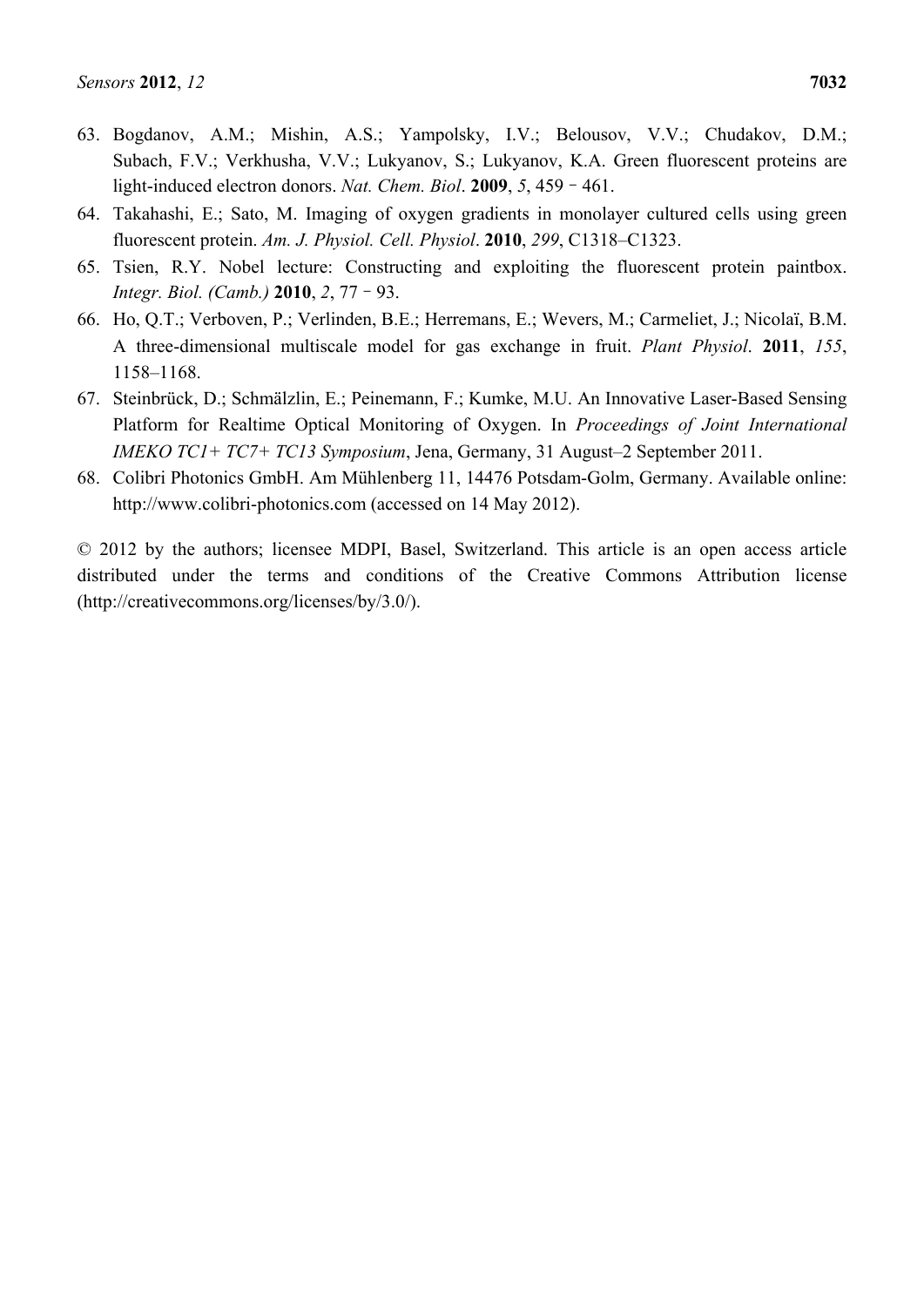63. Bogdanov, A.M.; Mishin, A.S.; Yampolsky, I.V.; Belousov, V.V.; Chudakov, D.M.; Subach, F.V.; Verkhusha, V.V.; Lukyanov, S.; Lukyanov, K.A. Green fluorescent proteins are light-induced electron donors. *Nat. Chem. Biol*. **2009**, *5*, 459–461.
64. Takahashi, E.; Sato, M. Imaging of oxygen gradients in monolayer cultured cells using green fluorescent protein. *Am. J. Physiol. Cell. Physiol*. **2010**, *299*, C1318–C1323.
65. Tsien, R.Y. Nobel lecture: Constructing and exploiting the fluorescent protein paintbox. *Integr. Biol. (Camb.)* **2010**, *2*, 77–93.
66. Ho, Q.T.; Verboven, P.; Verlinden, B.E.; Herremans, E.; Wevers, M.; Carmeliet, J.; Nicolaï, B.M. A three-dimensional multiscale model for gas exchange in fruit. *Plant Physiol*. **2011**, *155*, 1158–1168.
67. Steinbrück, D.; Schmälzlin, E.; Peinemann, F.; Kumke, M.U. An Innovative Laser-Based Sensing Platform for Realtime Optical Monitoring of Oxygen. In *Proceedings of Joint International IMEKO TC1+ TC7+ TC13 Symposium*, Jena, Germany, 31 August–2 September 2011.
68. Colibri Photonics GmbH. Am Mühlenberg 11, 14476 Potsdam-Golm, Germany. Available online: http://www.colibri-photonics.com (accessed on 14 May 2012).

© 2012 by the authors; licensee MDPI, Basel, Switzerland. This article is an open access article distributed under the terms and conditions of the Creative Commons Attribution license (http://creativecommons.org/licenses/by/3.0/).